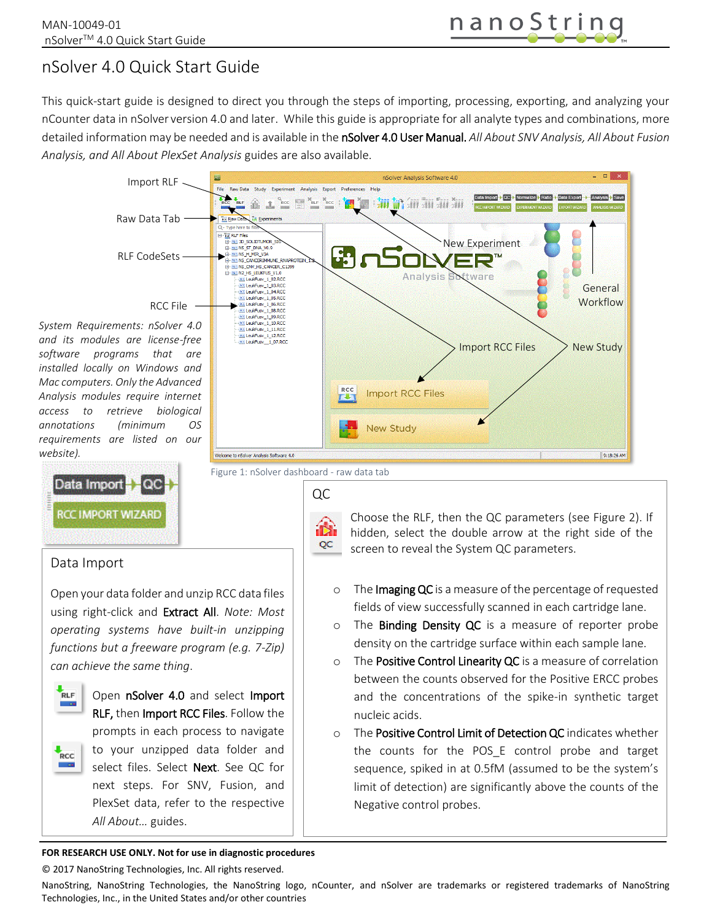# nSolver 4.0 Quick Start Guide

This quick-start guide is designed to direct you through the steps of importing, processing, exporting, and analyzing your nCounter data in nSolver version 4.0 and later. While this guide is appropriate for all analyte types and combinations, more detailed information may be needed and is available in the **nSolver 4.0 User Manual.** *All About SNV Analysis, All About Fusion Analysis, and All About PlexSet Analysis* guides are also available.

*System Requirements: nSolver 4.0 and its modules are license-free software programs that are installed locally on Windows and Mac computers. Only the Advanced Analysis modules require internet access to retrieve biological annotations (minimum OS requirements are listed on our website).*

Figure 1: nSolver dashboard - raw data tab

## Data Import

Open your data folder and unzip RCC data files using right-click and **Extract All**. *Note: Most operating systems have built-in unzipping functions but a freeware program (e.g. 7-Zip) can achieve the same thing*.

Open **nSolver 4.0** and select **Import RLF,** then **Import RCC Files**. Follow the prompts in each process to navigate to your unzipped data folder and select files. Select **Next**. See QC for next steps. For SNV, Fusion, and PlexSet data, refer to the respective *All About…* guides.

## QC

Choose the RLF, then the QC parameters (see Figure 2). If hidden, select the double arrow at the right side of the screen to reveal the System QC parameters.

- The **Imaging QC** is a measure of the percentage of requested fields of view successfully scanned in each cartridge lane.
- The **Binding Density QC** is a measure of reporter probe density on the cartridge surface within each sample lane.
- The **Positive Control Linearity QC** is a measure of correlation between the counts observed for the Positive ERCC probes and the concentrations of the spike-in synthetic target nucleic acids.
- The **Positive Control Limit of Detection QC** indicates whether the counts for the POS_E control probe and target sequence, spiked in at 0.5fM (assumed to be the system's limit of detection) are significantly above the counts of the Negative control probes.

**FOR RESEARCH USE ONLY. Not for use in diagnostic procedures**

© 2017 NanoString Technologies, Inc. All rights reserved.

NanoString, NanoString Technologies, the NanoString logo, nCounter, and nSolver are trademarks or registered trademarks of NanoString Technologies, Inc., in the United States and/or other countries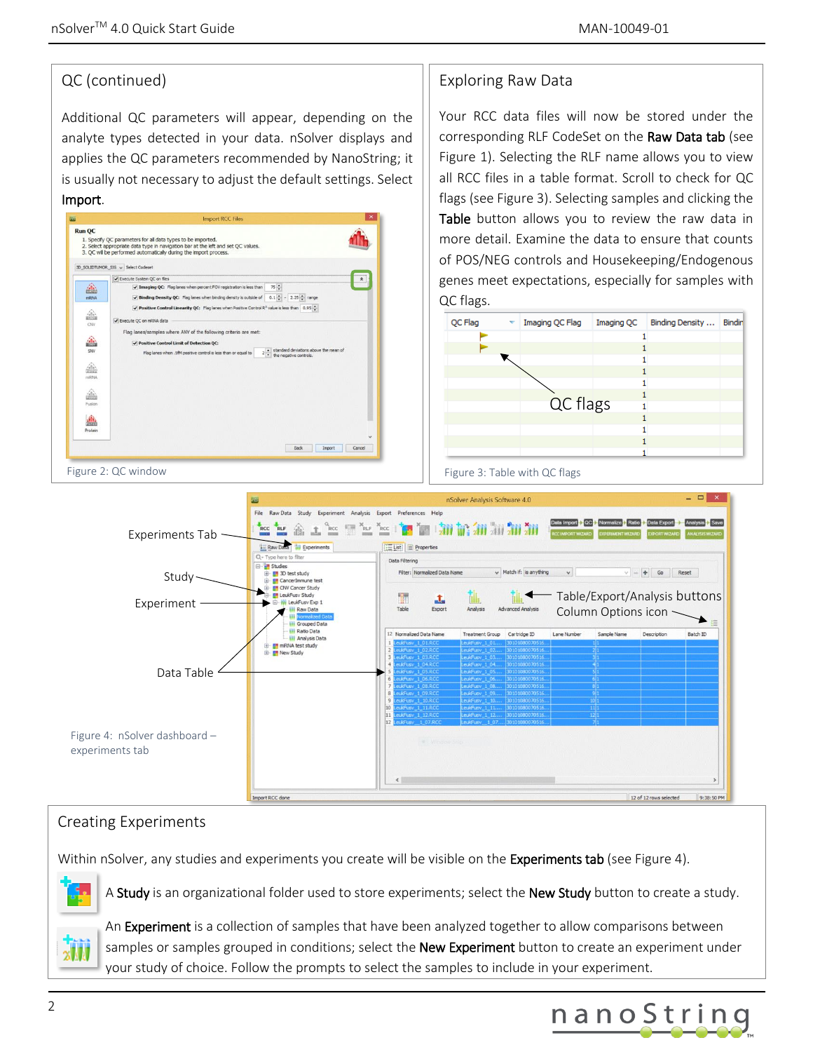## QC (continued)

Additional QC parameters will appear, depending on the analyte types detected in your data. nSolver displays and applies the QC parameters recommended by NanoString; it is usually not necessary to adjust the default settings. Select **Import**.

Figure 2: QC window

## Exploring Raw Data

Your RCC data files will now be stored under the corresponding RLF CodeSet on the **Raw Data tab** (see Figure 1). Selecting the RLF name allows you to view all RCC files in a table format. Scroll to check for QC flags (see Figure 3). Selecting samples and clicking the **Table** button allows you to review the raw data in more detail. Examine the data to ensure that counts of POS/NEG controls and Housekeeping/Endogenous genes meet expectations, especially for samples with QC flags.

Figure 3: Table with QC flags

Figure 4: nSolver dashboard – experiments tab

## Creating Experiments

Within nSolver, any studies and experiments you create will be visible on the **Experiments tab** (see Figure 4).

A **Study** is an organizational folder used to store experiments; select the **New Study** button to create a study.

An **Experiment** is a collection of samples that have been analyzed together to allow comparisons between samples or samples grouped in conditions; select the **New Experiment** button to create an experiment under your study of choice. Follow the prompts to select the samples to include in your experiment.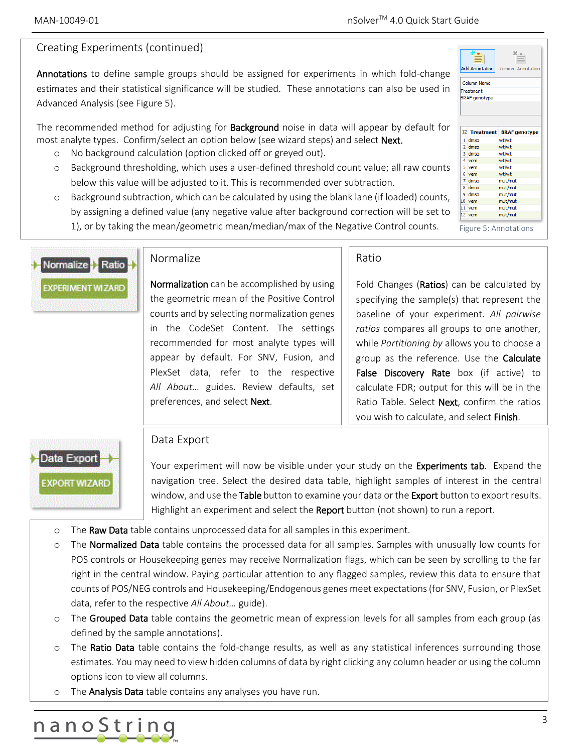## Creating Experiments (continued)

**Annotations** to define sample groups should be assigned for experiments in which fold-change estimates and their statistical significance will be studied. These annotations can also be used in Advanced Analysis (see Figure 5).

The recommended method for adjusting for **Background** noise in data will appear by default for most analyte types. Confirm/select an option below (see wizard steps) and select **Next.**

- No background calculation (option clicked off or greyed out).
- Background thresholding, which uses a user-defined threshold count value; all raw counts below this value will be adjusted to it. This is recommended over subtraction.
- Background subtraction, which can be calculated by using the blank lane (if loaded) counts, by assigning a defined value (any negative value after background correction will be set to 1), or by taking the mean/geometric mean/median/max of the Negative Control counts.

Figure 5: Annotations

### Normalize

**Normalization** can be accomplished by using the geometric mean of the Positive Control counts and by selecting normalization genes in the CodeSet Content. The settings recommended for most analyte types will appear by default. For SNV, Fusion, and PlexSet data, refer to the respective *All About…* guides. Review defaults, set preferences, and select **Next**.

### Ratio

Fold Changes (**Ratios**) can be calculated by specifying the sample(s) that represent the baseline of your experiment. *All pairwise ratios* compares all groups to one another, while *Partitioning by* allows you to choose a group as the reference. Use the **Calculate False Discovery Rate** box (if active) to calculate FDR; output for this will be in the Ratio Table. Select **Next**, confirm the ratios you wish to calculate, and select **Finish**.

### Data Export

Your experiment will now be visible under your study on the **Experiments tab**. Expand the navigation tree. Select the desired data table, highlight samples of interest in the central window, and use the **Table** button to examine your data or the **Export** button to export results. Highlight an experiment and select the **Report** button (not shown) to run a report.

- The **Raw Data** table contains unprocessed data for all samples in this experiment.
- The **Normalized Data** table contains the processed data for all samples. Samples with unusually low counts for POS controls or Housekeeping genes may receive Normalization flags, which can be seen by scrolling to the far right in the central window. Paying particular attention to any flagged samples, review this data to ensure that counts of POS/NEG controls and Housekeeping/Endogenous genes meet expectations (for SNV, Fusion, or PlexSet data, refer to the respective *All About…* guide).
- The **Grouped Data** table contains the geometric mean of expression levels for all samples from each group (as defined by the sample annotations).
- The **Ratio Data** table contains the fold-change results, as well as any statistical inferences surrounding those estimates. You may need to view hidden columns of data by right clicking any column header or using the column options icon to view all columns.
- The **Analysis Data** table contains any analyses you have run.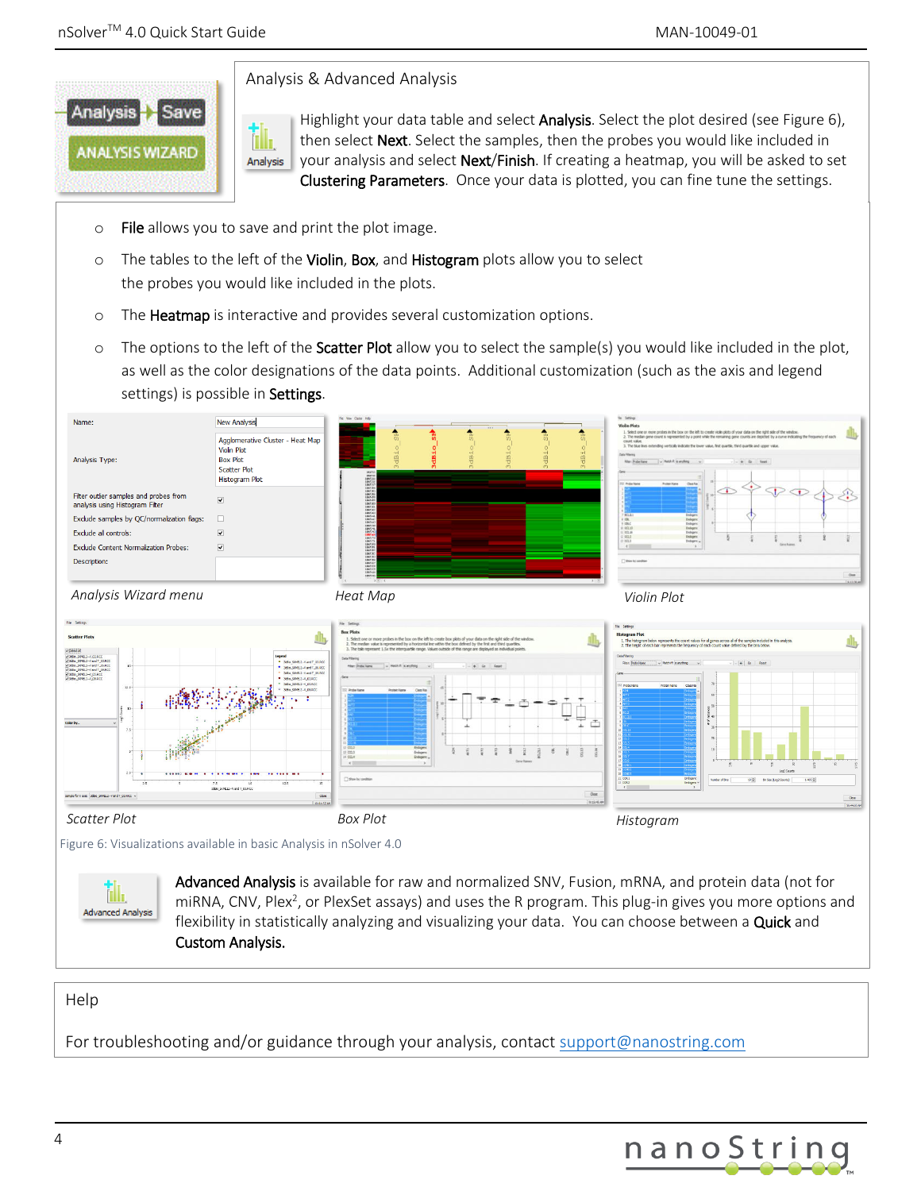## Analysis & Advanced Analysis

Analysis Save

ANALYSIS WIZARD

Analysis

Highlight your data table and select **Analysis**. Select the plot desired (see Figure 6), then select **Next**. Select the samples, then the probes you would like included in your analysis and select **Next/Finish**. If creating a heatmap, you will be asked to set **Clustering Parameters**. Once your data is plotted, you can fine tune the settings.

- **File** allows you to save and print the plot image.
- The tables to the left of the **Violin**, **Box**, and **Histogram** plots allow you to select the probes you would like included in the plots.
- The **Heatmap** is interactive and provides several customization options.
- The options to the left of the **Scatter Plot** allow you to select the sample(s) you would like included in the plot, as well as the color designations of the data points. Additional customization (such as the axis and legend settings) is possible in **Settings**.

*Analysis Wizard menu* *Heat Map* *Violin Plot*

*Scatter Plot* *Box Plot* *Histogram*

Figure 6: Visualizations available in basic Analysis in nSolver 4.0

Advanced Analysis

**Advanced Analysis** is available for raw and normalized SNV, Fusion, mRNA, and protein data (not for miRNA, CNV, Plex[2], or PlexSet assays) and uses the R program. This plug-in gives you more options and flexibility in statistically analyzing and visualizing your data. You can choose between a **Quick** and **Custom Analysis.**

## Help

For troubleshooting and/or guidance through your analysis, contact support@nanostring.com